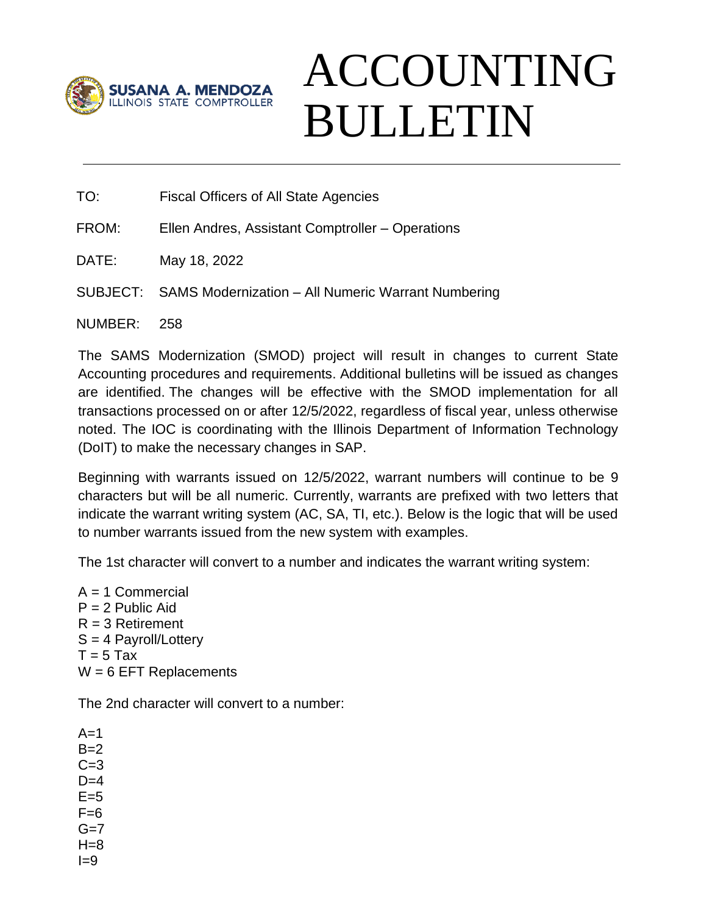SUSANA A. MENDOZA
ILLINOIS STATE COMPTROLLER

# ACCOUNTING BULLETIN

TO: Fiscal Officers of All State Agencies

FROM: Ellen Andres, Assistant Comptroller – Operations

DATE: May 18, 2022

SUBJECT: SAMS Modernization – All Numeric Warrant Numbering

NUMBER: 258

The SAMS Modernization (SMOD) project will result in changes to current State Accounting procedures and requirements. Additional bulletins will be issued as changes are identified. The changes will be effective with the SMOD implementation for all transactions processed on or after 12/5/2022, regardless of fiscal year, unless otherwise noted. The IOC is coordinating with the Illinois Department of Information Technology (DoIT) to make the necessary changes in SAP.

Beginning with warrants issued on 12/5/2022, warrant numbers will continue to be 9 characters but will be all numeric. Currently, warrants are prefixed with two letters that indicate the warrant writing system (AC, SA, TI, etc.). Below is the logic that will be used to number warrants issued from the new system with examples.

The 1st character will convert to a number and indicates the warrant writing system:

A = 1 Commercial
P = 2 Public Aid
R = 3 Retirement
S = 4 Payroll/Lottery
T = 5 Tax
W = 6 EFT Replacements

The 2nd character will convert to a number:

A=1
B=2
C=3
D=4
E=5
F=6
G=7
H=8
I=9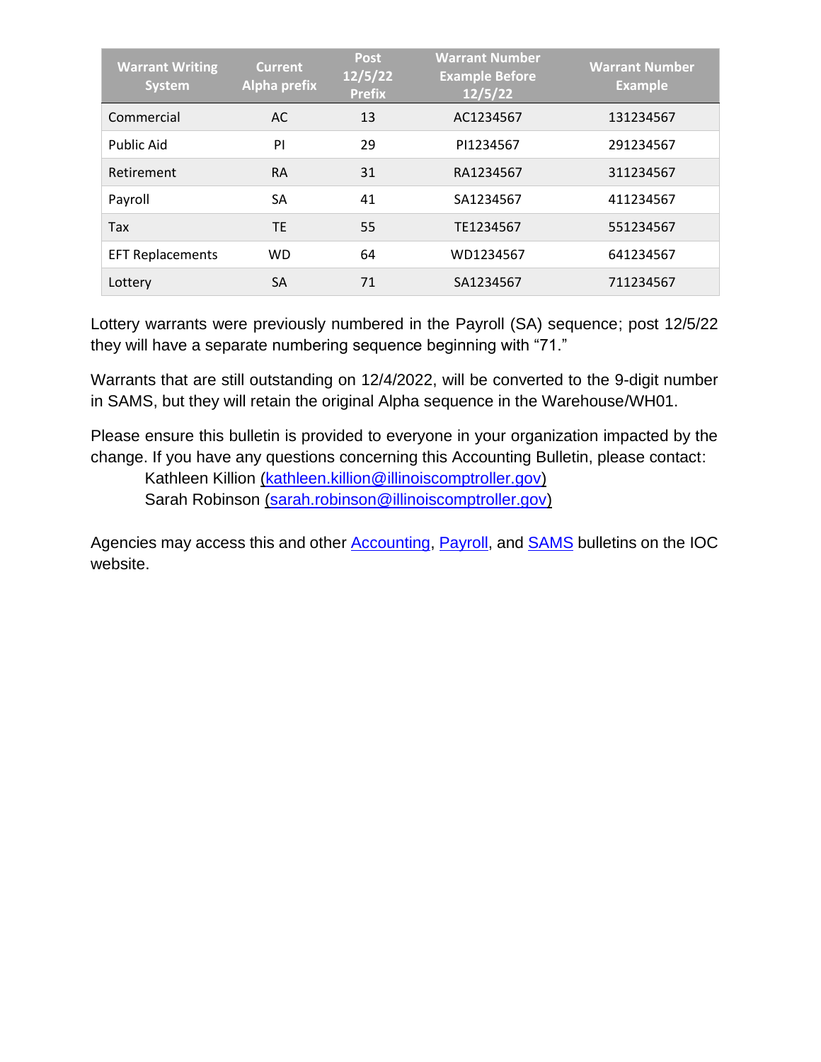| Warrant Writing System | Current Alpha prefix | Post 12/5/22 Prefix | Warrant Number Example Before 12/5/22 | Warrant Number Example |
|---|---|---|---|---|
| Commercial | AC | 13 | AC1234567 | 131234567 |
| Public Aid | PI | 29 | PI1234567 | 291234567 |
| Retirement | RA | 31 | RA1234567 | 311234567 |
| Payroll | SA | 41 | SA1234567 | 411234567 |
| Tax | TE | 55 | TE1234567 | 551234567 |
| EFT Replacements | WD | 64 | WD1234567 | 641234567 |
| Lottery | SA | 71 | SA1234567 | 711234567 |

Lottery warrants were previously numbered in the Payroll (SA) sequence; post 12/5/22 they will have a separate numbering sequence beginning with "71."

Warrants that are still outstanding on 12/4/2022, will be converted to the 9-digit number in SAMS, but they will retain the original Alpha sequence in the Warehouse/WH01.

Please ensure this bulletin is provided to everyone in your organization impacted by the change. If you have any questions concerning this Accounting Bulletin, please contact:

Kathleen Killion (kathleen.killion@illinoiscomptroller.gov)
Sarah Robinson (sarah.robinson@illinoiscomptroller.gov)

Agencies may access this and other Accounting, Payroll, and SAMS bulletins on the IOC website.